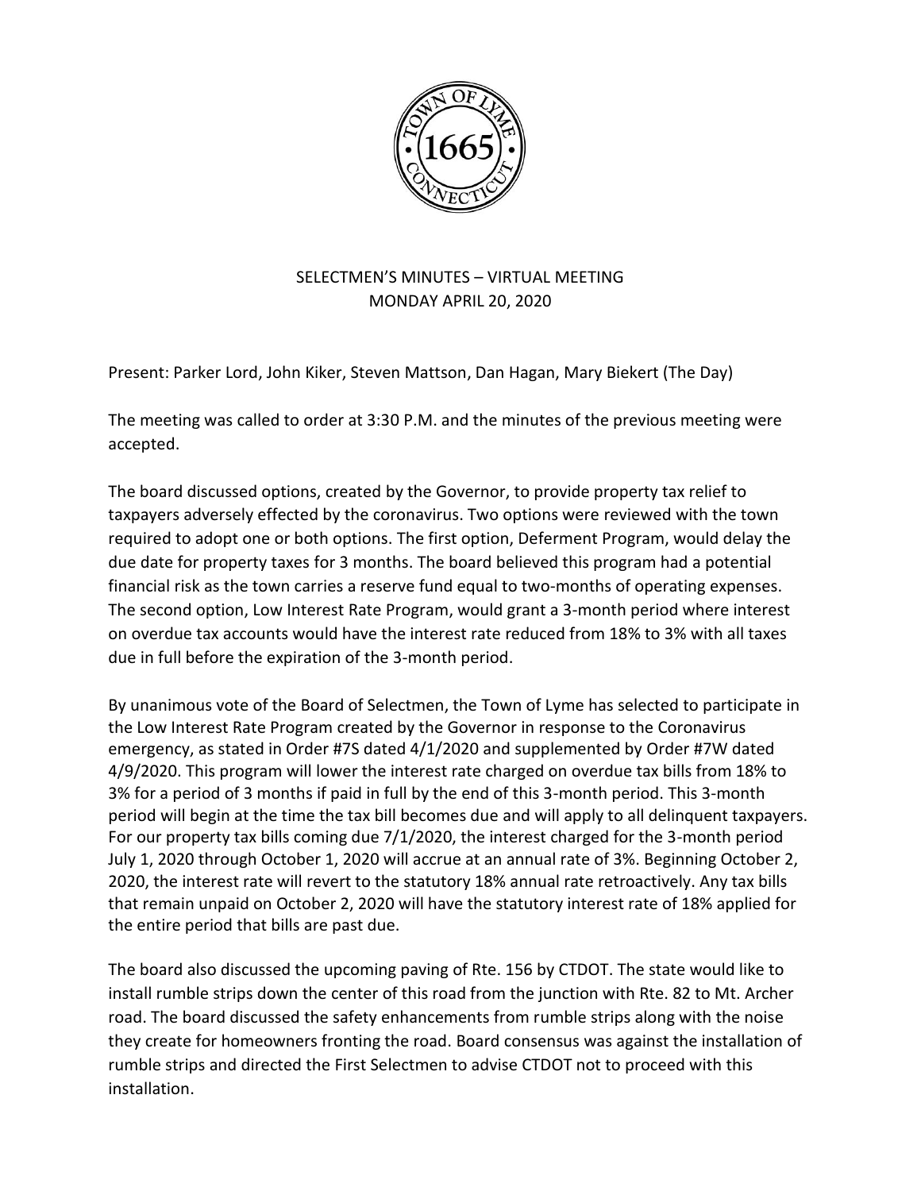# SELECTMEN'S MINUTES – VIRTUAL MEETING
## MONDAY APRIL 20, 2020

Present: Parker Lord, John Kiker, Steven Mattson, Dan Hagan, Mary Biekert (The Day)

The meeting was called to order at 3:30 P.M. and the minutes of the previous meeting were accepted.

The board discussed options, created by the Governor, to provide property tax relief to taxpayers adversely effected by the coronavirus. Two options were reviewed with the town required to adopt one or both options. The first option, Deferment Program, would delay the due date for property taxes for 3 months. The board believed this program had a potential financial risk as the town carries a reserve fund equal to two-months of operating expenses. The second option, Low Interest Rate Program, would grant a 3-month period where interest on overdue tax accounts would have the interest rate reduced from 18% to 3% with all taxes due in full before the expiration of the 3-month period.

By unanimous vote of the Board of Selectmen, the Town of Lyme has selected to participate in the Low Interest Rate Program created by the Governor in response to the Coronavirus emergency, as stated in Order #7S dated 4/1/2020 and supplemented by Order #7W dated 4/9/2020. This program will lower the interest rate charged on overdue tax bills from 18% to 3% for a period of 3 months if paid in full by the end of this 3-month period. This 3-month period will begin at the time the tax bill becomes due and will apply to all delinquent taxpayers. For our property tax bills coming due 7/1/2020, the interest charged for the 3-month period July 1, 2020 through October 1, 2020 will accrue at an annual rate of 3%. Beginning October 2, 2020, the interest rate will revert to the statutory 18% annual rate retroactively. Any tax bills that remain unpaid on October 2, 2020 will have the statutory interest rate of 18% applied for the entire period that bills are past due.

The board also discussed the upcoming paving of Rte. 156 by CTDOT. The state would like to install rumble strips down the center of this road from the junction with Rte. 82 to Mt. Archer road. The board discussed the safety enhancements from rumble strips along with the noise they create for homeowners fronting the road. Board consensus was against the installation of rumble strips and directed the First Selectmen to advise CTDOT not to proceed with this installation.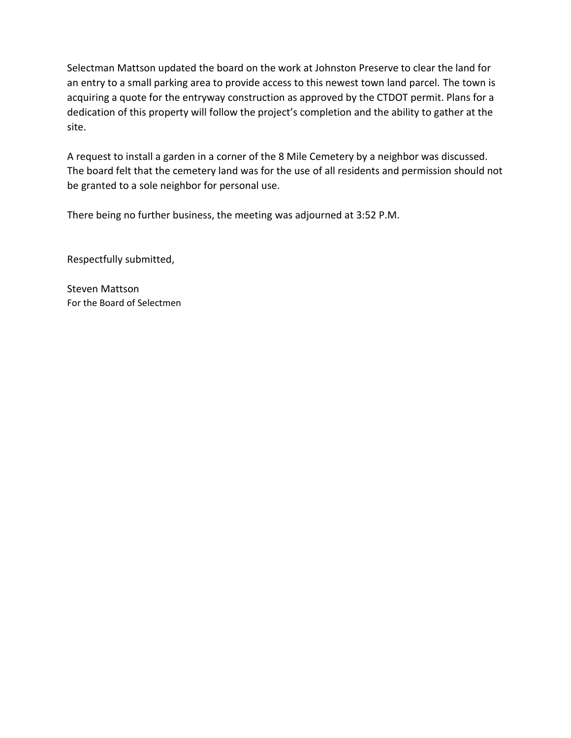Selectman Mattson updated the board on the work at Johnston Preserve to clear the land for an entry to a small parking area to provide access to this newest town land parcel. The town is acquiring a quote for the entryway construction as approved by the CTDOT permit. Plans for a dedication of this property will follow the project's completion and the ability to gather at the site.

A request to install a garden in a corner of the 8 Mile Cemetery by a neighbor was discussed. The board felt that the cemetery land was for the use of all residents and permission should not be granted to a sole neighbor for personal use.

There being no further business, the meeting was adjourned at 3:52 P.M.

Respectfully submitted,

Steven Mattson
For the Board of Selectmen